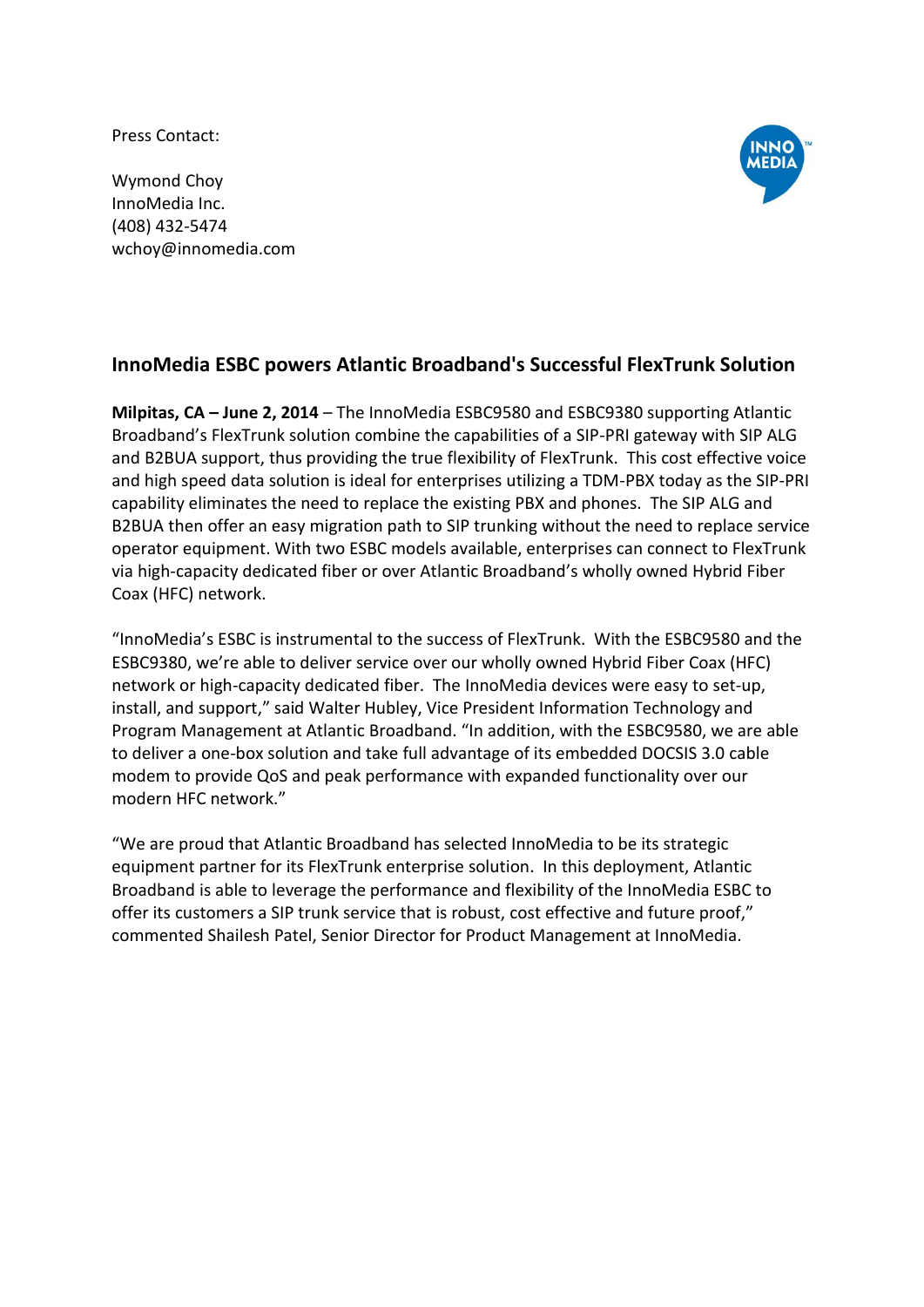Press Contact:

Wymond Choy
InnoMedia Inc.
(408) 432-5474
wchoy@innomedia.com

## InnoMedia ESBC powers Atlantic Broadband's Successful FlexTrunk Solution

**Milpitas, CA – June 2, 2014** – The InnoMedia ESBC9580 and ESBC9380 supporting Atlantic Broadband's FlexTrunk solution combine the capabilities of a SIP-PRI gateway with SIP ALG and B2BUA support, thus providing the true flexibility of FlexTrunk. This cost effective voice and high speed data solution is ideal for enterprises utilizing a TDM-PBX today as the SIP-PRI capability eliminates the need to replace the existing PBX and phones. The SIP ALG and B2BUA then offer an easy migration path to SIP trunking without the need to replace service operator equipment. With two ESBC models available, enterprises can connect to FlexTrunk via high-capacity dedicated fiber or over Atlantic Broadband's wholly owned Hybrid Fiber Coax (HFC) network.

"InnoMedia's ESBC is instrumental to the success of FlexTrunk. With the ESBC9580 and the ESBC9380, we're able to deliver service over our wholly owned Hybrid Fiber Coax (HFC) network or high-capacity dedicated fiber. The InnoMedia devices were easy to set-up, install, and support," said Walter Hubley, Vice President Information Technology and Program Management at Atlantic Broadband. "In addition, with the ESBC9580, we are able to deliver a one-box solution and take full advantage of its embedded DOCSIS 3.0 cable modem to provide QoS and peak performance with expanded functionality over our modern HFC network."

"We are proud that Atlantic Broadband has selected InnoMedia to be its strategic equipment partner for its FlexTrunk enterprise solution. In this deployment, Atlantic Broadband is able to leverage the performance and flexibility of the InnoMedia ESBC to offer its customers a SIP trunk service that is robust, cost effective and future proof," commented Shailesh Patel, Senior Director for Product Management at InnoMedia.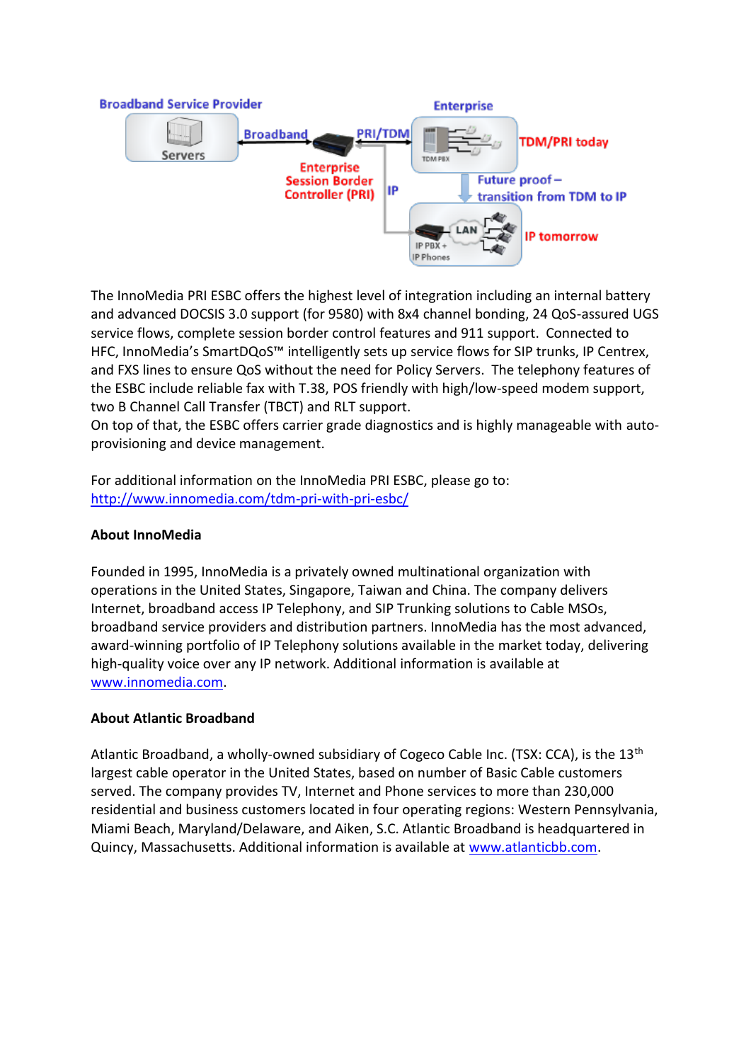Broadband Service Provider

Servers

Broadband

PRI/TDM

Enterprise

TDM PBX

TDM/PRI today

Enterprise Session Border Controller (PRI)

IP

Future proof – transition from TDM to IP

LAN

IP PBX + IP Phones

IP tomorrow

The InnoMedia PRI ESBC offers the highest level of integration including an internal battery and advanced DOCSIS 3.0 support (for 9580) with 8x4 channel bonding, 24 QoS-assured UGS service flows, complete session border control features and 911 support. Connected to HFC, InnoMedia's SmartDQoS™ intelligently sets up service flows for SIP trunks, IP Centrex, and FXS lines to ensure QoS without the need for Policy Servers. The telephony features of the ESBC include reliable fax with T.38, POS friendly with high/low-speed modem support, two B Channel Call Transfer (TBCT) and RLT support.
On top of that, the ESBC offers carrier grade diagnostics and is highly manageable with auto-provisioning and device management.

For additional information on the InnoMedia PRI ESBC, please go to:
http://www.innomedia.com/tdm-pri-with-pri-esbc/

**About InnoMedia**

Founded in 1995, InnoMedia is a privately owned multinational organization with operations in the United States, Singapore, Taiwan and China. The company delivers Internet, broadband access IP Telephony, and SIP Trunking solutions to Cable MSOs, broadband service providers and distribution partners. InnoMedia has the most advanced, award-winning portfolio of IP Telephony solutions available in the market today, delivering high-quality voice over any IP network. Additional information is available at www.innomedia.com.

**About Atlantic Broadband**

Atlantic Broadband, a wholly-owned subsidiary of Cogeco Cable Inc. (TSX: CCA), is the 13th largest cable operator in the United States, based on number of Basic Cable customers served. The company provides TV, Internet and Phone services to more than 230,000 residential and business customers located in four operating regions: Western Pennsylvania, Miami Beach, Maryland/Delaware, and Aiken, S.C. Atlantic Broadband is headquartered in Quincy, Massachusetts. Additional information is available at www.atlanticbb.com.